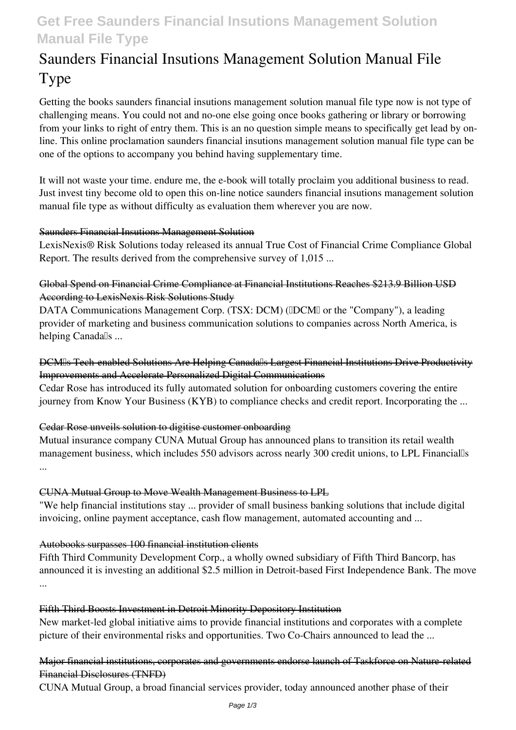# Saunders Financial Insutions Management Solution Manual File Type

Getting the books saunders financial insutions management solution manual file type now is not type of challenging means. You could not and no-one else going once books gathering or library or borrowing from your links to right of entry them. This is an no question simple means to specifically get lead by on-line. This online proclamation saunders financial insutions management solution manual file type can be one of the options to accompany you behind having supplementary time.

It will not waste your time. endure me, the e-book will totally proclaim you additional business to read. Just invest tiny become old to open this on-line notice saunders financial insutions management solution manual file type as without difficulty as evaluation them wherever you are now.

### Saunders Financial Insutions Management Solution

LexisNexis® Risk Solutions today released its annual True Cost of Financial Crime Compliance Global Report. The results derived from the comprehensive survey of 1,015 ...

### Global Spend on Financial Crime Compliance at Financial Institutions Reaches $213.9 Billion USD According to LexisNexis Risk Solutions Study

DATA Communications Management Corp. (TSX: DCM) ("DCM" or the "Company"), a leading provider of marketing and business communication solutions to companies across North America, is helping Canada's ...

### DCM's Tech-enabled Solutions Are Helping Canada's Largest Financial Institutions Drive Productivity Improvements and Accelerate Personalized Digital Communications

Cedar Rose has introduced its fully automated solution for onboarding customers covering the entire journey from Know Your Business (KYB) to compliance checks and credit report. Incorporating the ...

### Cedar Rose unveils solution to digitise customer onboarding

Mutual insurance company CUNA Mutual Group has announced plans to transition its retail wealth management business, which includes 550 advisors across nearly 300 credit unions, to LPL Financial's ...

### CUNA Mutual Group to Move Wealth Management Business to LPL

"We help financial institutions stay ... provider of small business banking solutions that include digital invoicing, online payment acceptance, cash flow management, automated accounting and ...

### Autobooks surpasses 100 financial institution clients

Fifth Third Community Development Corp., a wholly owned subsidiary of Fifth Third Bancorp, has announced it is investing an additional $2.5 million in Detroit-based First Independence Bank. The move ...

### Fifth Third Boosts Investment in Detroit Minority Depository Institution

New market-led global initiative aims to provide financial institutions and corporates with a complete picture of their environmental risks and opportunities. Two Co-Chairs announced to lead the ...

### Major financial institutions, corporates and governments endorse launch of Taskforce on Nature-related Financial Disclosures (TNFD)

CUNA Mutual Group, a broad financial services provider, today announced another phase of their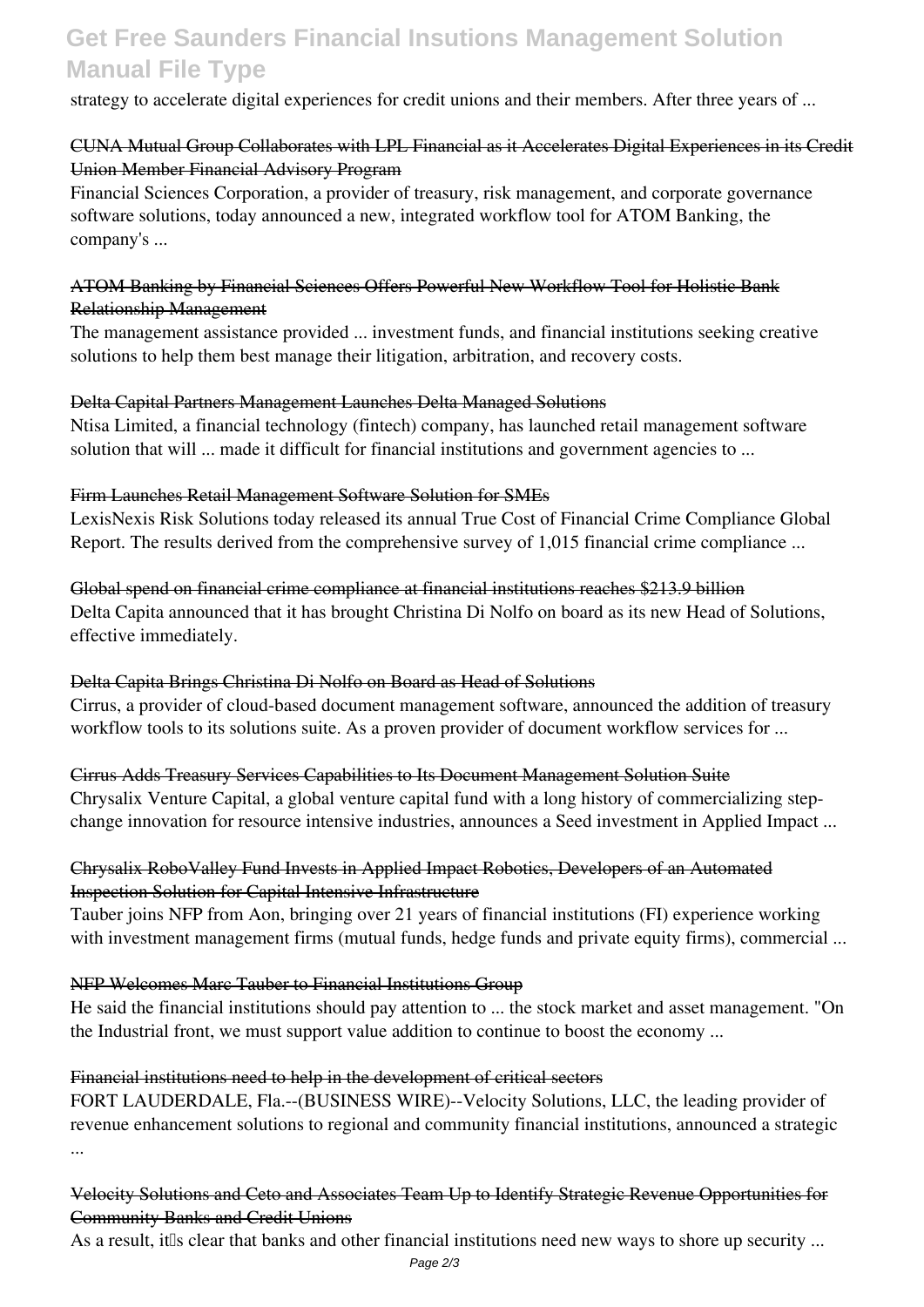strategy to accelerate digital experiences for credit unions and their members. After three years of ...

### CUNA Mutual Group Collaborates with LPL Financial as it Accelerates Digital Experiences in its Credit Union Member Financial Advisory Program

Financial Sciences Corporation, a provider of treasury, risk management, and corporate governance software solutions, today announced a new, integrated workflow tool for ATOM Banking, the company's ...

### ATOM Banking by Financial Sciences Offers Powerful New Workflow Tool for Holistic Bank Relationship Management

The management assistance provided ... investment funds, and financial institutions seeking creative solutions to help them best manage their litigation, arbitration, and recovery costs.

### Delta Capital Partners Management Launches Delta Managed Solutions

Ntisa Limited, a financial technology (fintech) company, has launched retail management software solution that will ... made it difficult for financial institutions and government agencies to ...

### Firm Launches Retail Management Software Solution for SMEs

LexisNexis Risk Solutions today released its annual True Cost of Financial Crime Compliance Global Report. The results derived from the comprehensive survey of 1,015 financial crime compliance ...

### Global spend on financial crime compliance at financial institutions reaches $213.9 billion

Delta Capita announced that it has brought Christina Di Nolfo on board as its new Head of Solutions, effective immediately.

### Delta Capita Brings Christina Di Nolfo on Board as Head of Solutions

Cirrus, a provider of cloud-based document management software, announced the addition of treasury workflow tools to its solutions suite. As a proven provider of document workflow services for ...

### Cirrus Adds Treasury Services Capabilities to Its Document Management Solution Suite

Chrysalix Venture Capital, a global venture capital fund with a long history of commercializing step-change innovation for resource intensive industries, announces a Seed investment in Applied Impact ...

### Chrysalix RoboValley Fund Invests in Applied Impact Robotics, Developers of an Automated Inspection Solution for Capital Intensive Infrastructure

Tauber joins NFP from Aon, bringing over 21 years of financial institutions (FI) experience working with investment management firms (mutual funds, hedge funds and private equity firms), commercial ...

### NFP Welcomes Marc Tauber to Financial Institutions Group

He said the financial institutions should pay attention to ... the stock market and asset management. "On the Industrial front, we must support value addition to continue to boost the economy ...

### Financial institutions need to help in the development of critical sectors

FORT LAUDERDALE, Fla.--(BUSINESS WIRE)--Velocity Solutions, LLC, the leading provider of revenue enhancement solutions to regional and community financial institutions, announced a strategic ...

### Velocity Solutions and Ceto and Associates Team Up to Identify Strategic Revenue Opportunities for Community Banks and Credit Unions

As a result, it's clear that banks and other financial institutions need new ways to shore up security ...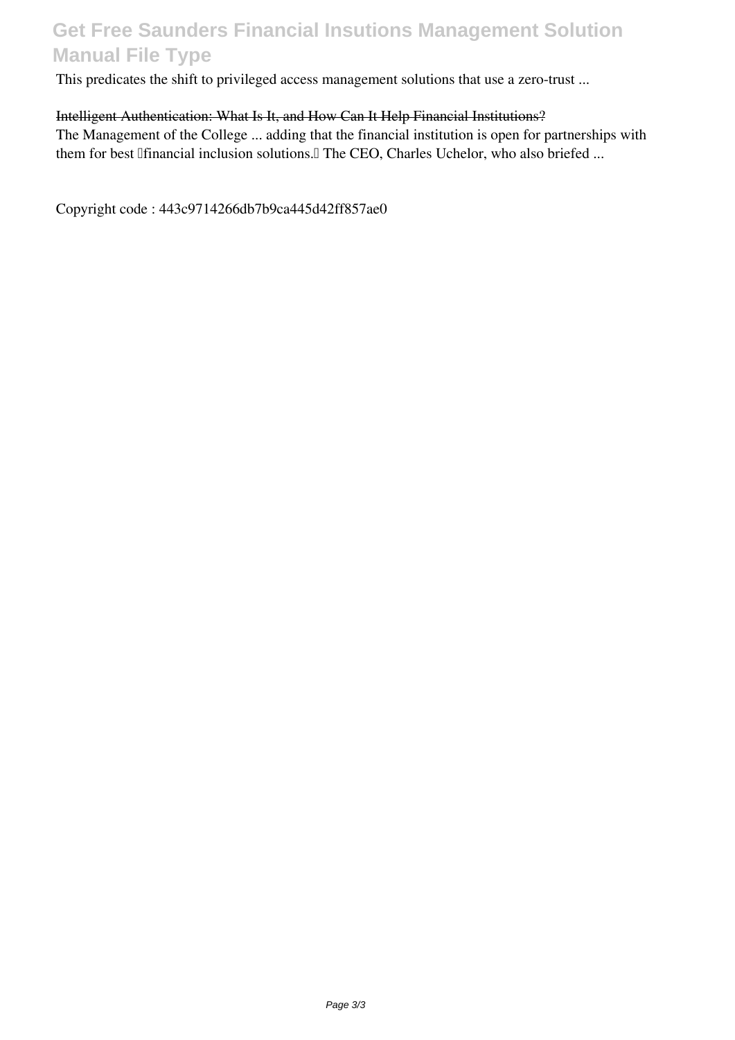This predicates the shift to privileged access management solutions that use a zero-trust ...

~~Intelligent Authentication: What Is It, and How Can It Help Financial Institutions?~~

The Management of the College ... adding that the financial institution is open for partnerships with them for best "financial inclusion solutions." The CEO, Charles Uchelor, who also briefed ...

Copyright code : 443c9714266db7b9ca445d42ff857ae0